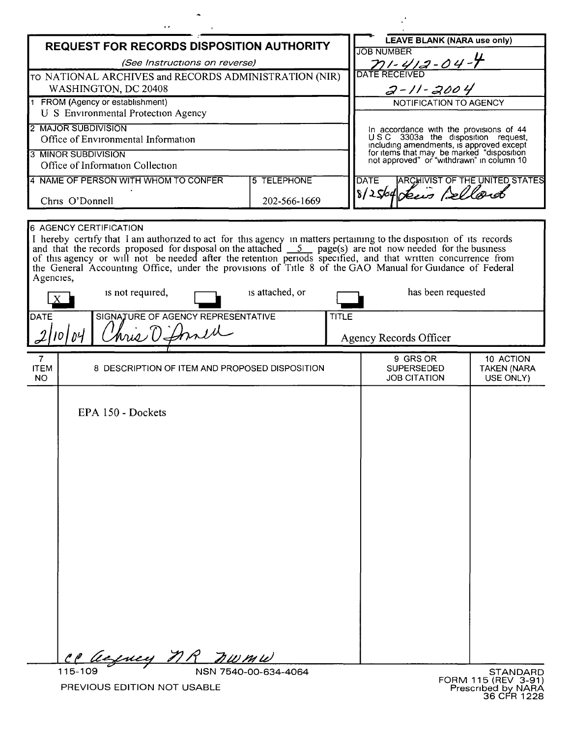# REQUEST FOR RECORDS DISPOSITION AUTHORITY

*(See Instructions on reverse)*

TO NATIONAL ARCHIVES and RECORDS ADMINISTRATION (NIR)
WASHINGTON, DC 20408

| | |
|---|---|
| 1 FROM (Agency or establishment) | U S Environmental Protection Agency |
| 2 MAJOR SUBDIVISION | Office of Environmental Information |
| 3 MINOR SUBDIVISION | Office of Information Collection |
| 4 NAME OF PERSON WITH WHOM TO CONFER | Chris O'Donnell |
| 5 TELEPHONE | 202-566-1669 |

**LEAVE BLANK (NARA use only)**

JOB NUMBER: N1-412-04-4

DATE RECEIVED: 2-11-2004

NOTIFICATION TO AGENCY

In accordance with the provisions of 44 U S C 3303a the disposition request, including amendments, is approved except for items that may be marked "disposition not approved" or "withdrawn" in column 10

DATE: 8/25/04 ARCHIVIST OF THE UNITED STATES: Lewis Bellardo

6 AGENCY CERTIFICATION

I hereby certify that I am authorized to act for this agency in matters pertaining to the disposition of its records and that the records proposed for disposal on the attached 5 page(s) are not now needed for the business of this agency or will not be needed after the retention periods specified, and that written concurrence from the General Accounting Office, under the provisions of Title 8 of the GAO Manual for Guidance of Federal Agencies,

[X] is not required, [ ] is attached, or [ ] has been requested

| DATE | SIGNATURE OF AGENCY REPRESENTATIVE | TITLE |
|---|---|---|
| 2/10/04 | Chris O'Donnell | Agency Records Officer |

| 7 ITEM NO | 8 DESCRIPTION OF ITEM AND PROPOSED DISPOSITION | 9 GRS OR SUPERSEDED JOB CITATION | 10 ACTION TAKEN (NARA USE ONLY) |
|---|---|---|---|
| | EPA 150 - Dockets | | |

cc Agency NR NWMW

115-109 NSN 7540-00-634-4064

PREVIOUS EDITION NOT USABLE

STANDARD FORM 115 (REV 3-91)
Prescribed by NARA
36 CFR 1228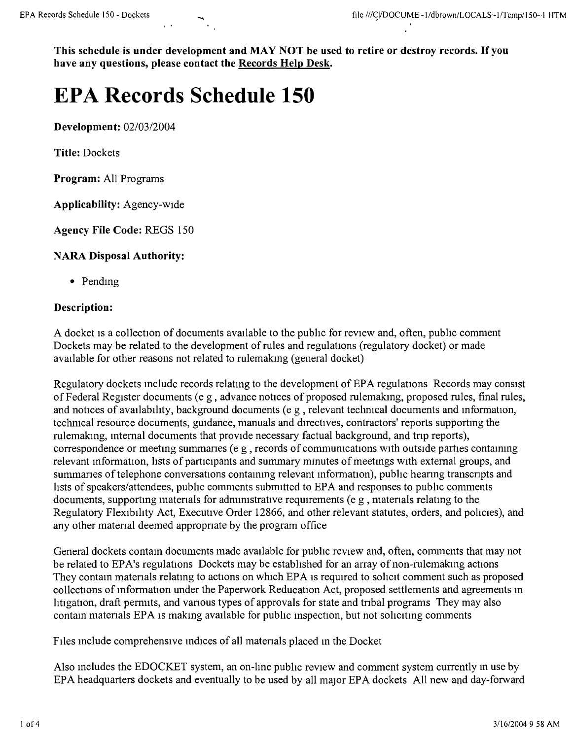**This schedule is under development and MAY NOT be used to retire or destroy records. If you have any questions, please contact the Records Help Desk.**

# EPA Records Schedule 150

**Development:** 02/03/2004

**Title:** Dockets

**Program:** All Programs

**Applicability:** Agency-wide

**Agency File Code:** REGS 150

**NARA Disposal Authority:**

- Pending

**Description:**

A docket is a collection of documents available to the public for review and, often, public comment Dockets may be related to the development of rules and regulations (regulatory docket) or made available for other reasons not related to rulemaking (general docket)

Regulatory dockets include records relating to the development of EPA regulations Records may consist of Federal Register documents (e g , advance notices of proposed rulemaking, proposed rules, final rules, and notices of availability, background documents (e g , relevant technical documents and information, technical resource documents, guidance, manuals and directives, contractors' reports supporting the rulemaking, internal documents that provide necessary factual background, and trip reports), correspondence or meeting summaries (e g , records of communications with outside parties containing relevant information, lists of participants and summary minutes of meetings with external groups, and summaries of telephone conversations containing relevant information), public hearing transcripts and lists of speakers/attendees, public comments submitted to EPA and responses to public comments documents, supporting materials for administrative requirements (e g , materials relating to the Regulatory Flexibility Act, Executive Order 12866, and other relevant statutes, orders, and policies), and any other material deemed appropriate by the program office

General dockets contain documents made available for public review and, often, comments that may not be related to EPA's regulations Dockets may be established for an array of non-rulemaking actions They contain materials relating to actions on which EPA is required to solicit comment such as proposed collections of information under the Paperwork Reducation Act, proposed settlements and agreements in litigation, draft permits, and various types of approvals for state and tribal programs They may also contain materials EPA is making available for public inspection, but not soliciting comments

Files include comprehensive indices of all materials placed in the Docket

Also includes the EDOCKET system, an on-line public review and comment system currently in use by EPA headquarters dockets and eventually to be used by all major EPA dockets All new and day-forward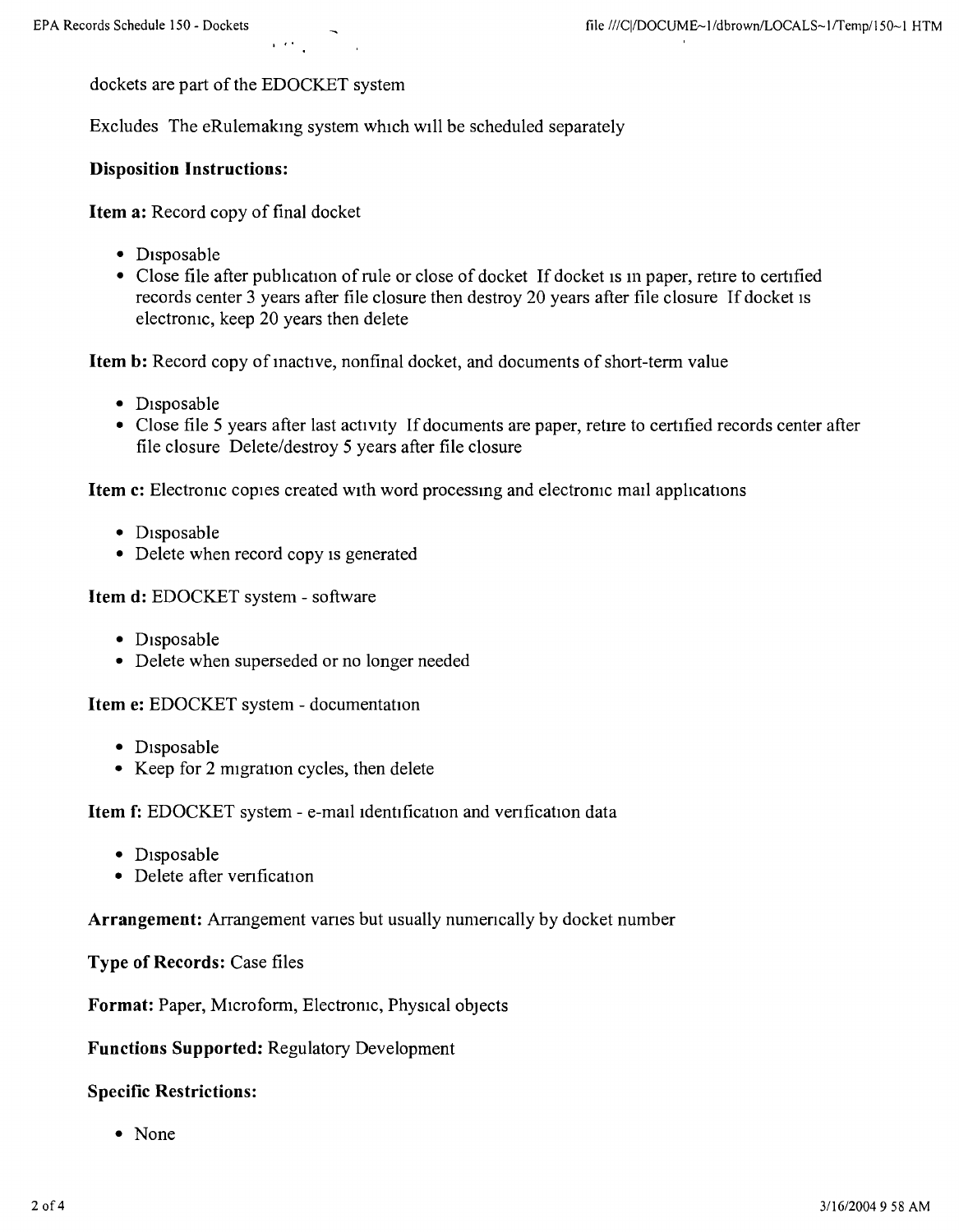dockets are part of the EDOCKET system

Excludes The eRulemaking system which will be scheduled separately

**Disposition Instructions:**

**Item a:** Record copy of final docket

- Disposable
- Close file after publication of rule or close of docket If docket is in paper, retire to certified records center 3 years after file closure then destroy 20 years after file closure If docket is electronic, keep 20 years then delete

**Item b:** Record copy of inactive, nonfinal docket, and documents of short-term value

- Disposable
- Close file 5 years after last activity If documents are paper, retire to certified records center after file closure Delete/destroy 5 years after file closure

**Item c:** Electronic copies created with word processing and electronic mail applications

- Disposable
- Delete when record copy is generated

**Item d:** EDOCKET system - software

- Disposable
- Delete when superseded or no longer needed

**Item e:** EDOCKET system - documentation

- Disposable
- Keep for 2 migration cycles, then delete

**Item f:** EDOCKET system - e-mail identification and verification data

- Disposable
- Delete after verification

**Arrangement:** Arrangement varies but usually numerically by docket number

**Type of Records:** Case files

**Format:** Paper, Microform, Electronic, Physical objects

**Functions Supported:** Regulatory Development

**Specific Restrictions:**

- None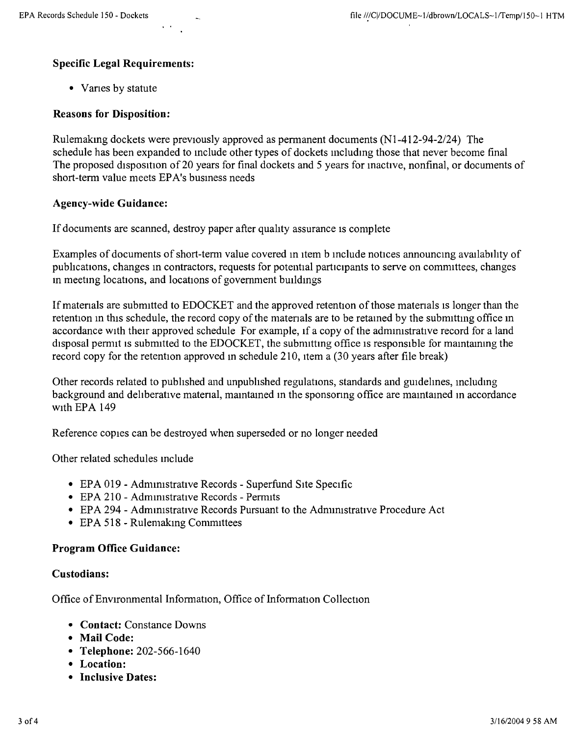**Specific Legal Requirements:**

- Varies by statute

**Reasons for Disposition:**

Rulemaking dockets were previously approved as permanent documents (N1-412-94-2/24) The schedule has been expanded to include other types of dockets including those that never become final The proposed disposition of 20 years for final dockets and 5 years for inactive, nonfinal, or documents of short-term value meets EPA's business needs

**Agency-wide Guidance:**

If documents are scanned, destroy paper after quality assurance is complete

Examples of documents of short-term value covered in item b include notices announcing availability of publications, changes in contractors, requests for potential participants to serve on committees, changes in meeting locations, and locations of government buildings

If materials are submitted to EDOCKET and the approved retention of those materials is longer than the retention in this schedule, the record copy of the materials are to be retained by the submitting office in accordance with their approved schedule For example, if a copy of the administrative record for a land disposal permit is submitted to the EDOCKET, the submitting office is responsible for maintaining the record copy for the retention approved in schedule 210, item a (30 years after file break)

Other records related to published and unpublished regulations, standards and guidelines, including background and deliberative material, maintained in the sponsoring office are maintained in accordance with EPA 149

Reference copies can be destroyed when superseded or no longer needed

Other related schedules include

- EPA 019 - Administrative Records - Superfund Site Specific
- EPA 210 - Administrative Records - Permits
- EPA 294 - Administrative Records Pursuant to the Administrative Procedure Act
- EPA 518 - Rulemaking Committees

**Program Office Guidance:**

**Custodians:**

Office of Environmental Information, Office of Information Collection

- **Contact:** Constance Downs
- **Mail Code:**
- **Telephone:** 202-566-1640
- **Location:**
- **Inclusive Dates:**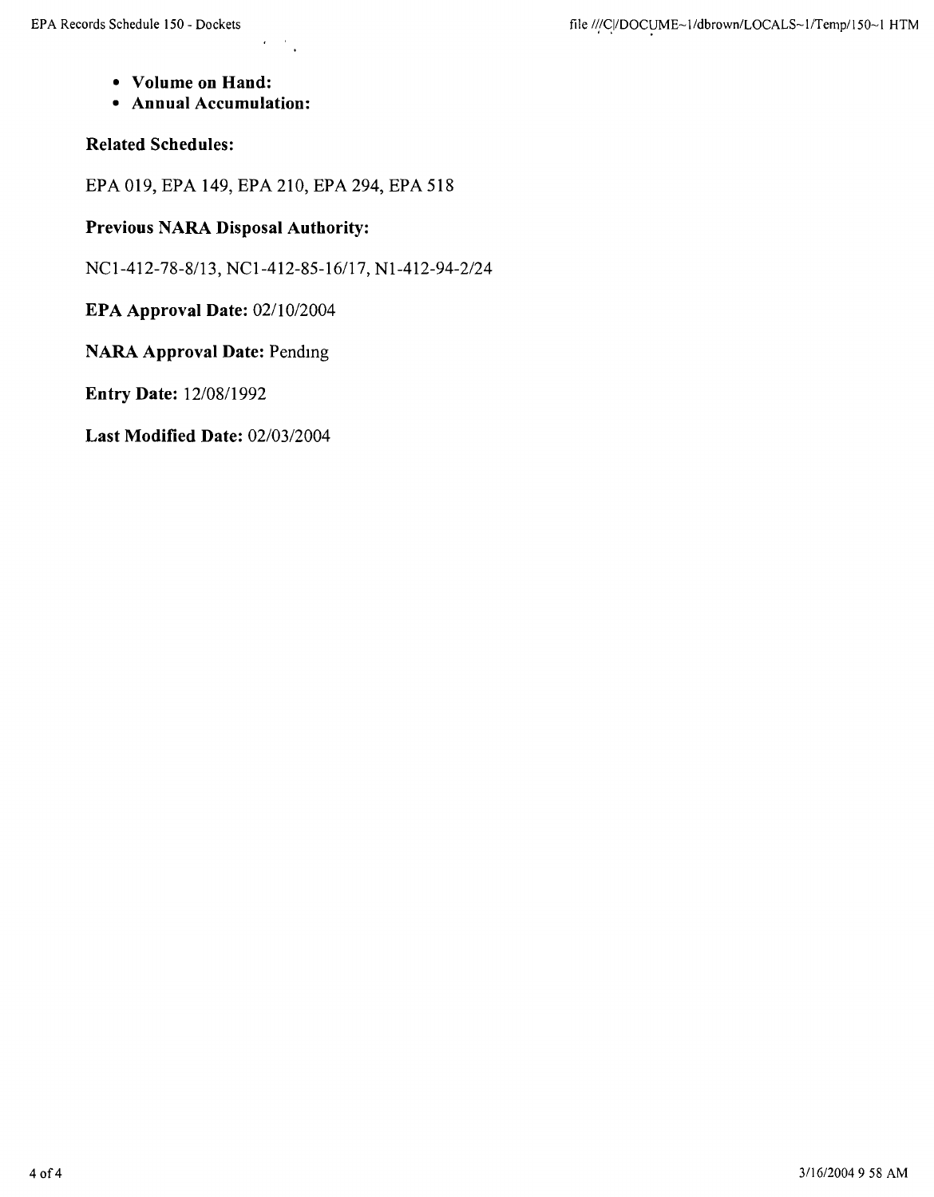- **Volume on Hand:**
- **Annual Accumulation:**

**Related Schedules:**

EPA 019, EPA 149, EPA 210, EPA 294, EPA 518

**Previous NARA Disposal Authority:**

NC1-412-78-8/13, NC1-412-85-16/17, N1-412-94-2/24

**EPA Approval Date:** 02/10/2004

**NARA Approval Date:** Pendıng

**Entry Date:** 12/08/1992

**Last Modified Date:** 02/03/2004